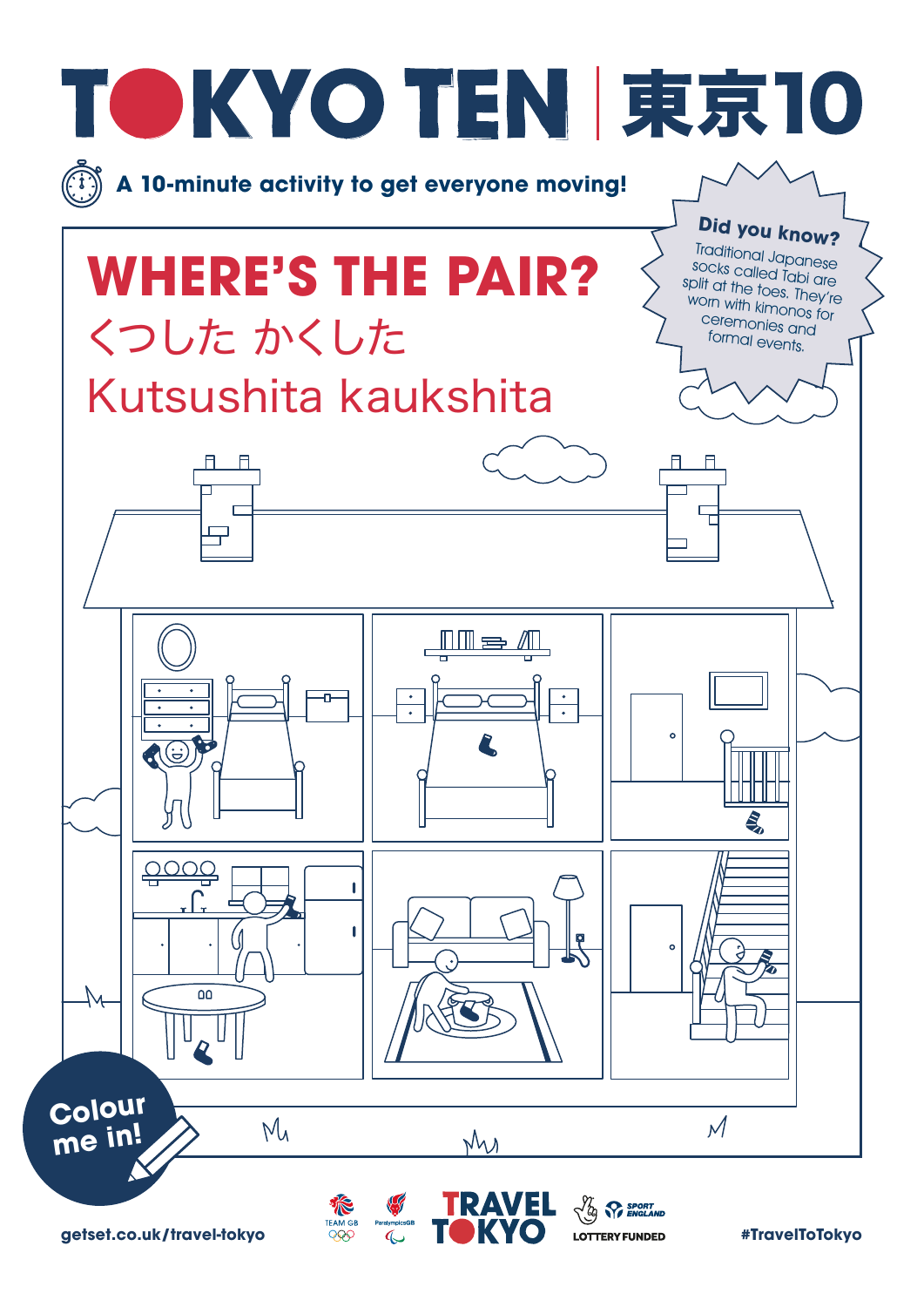# TOKYO TEN | 東京10

A 10-minute activity to get everyone moving!

**Did you know?**

Traditional Japanese socks called Tabi are split at the toes. They're worn with kimonos for ceremonies and formal events.

## WHERE'S THE PAIR?

## くつした かくした

## Kutsushita kaukshita

Colour me in!

getset.co.uk/travel-tokyo

TEAM GB

ParalympicsGB

TRAVEL TOKYO

SPORT ENGLAND

LOTTERY FUNDED

#TravelToTokyo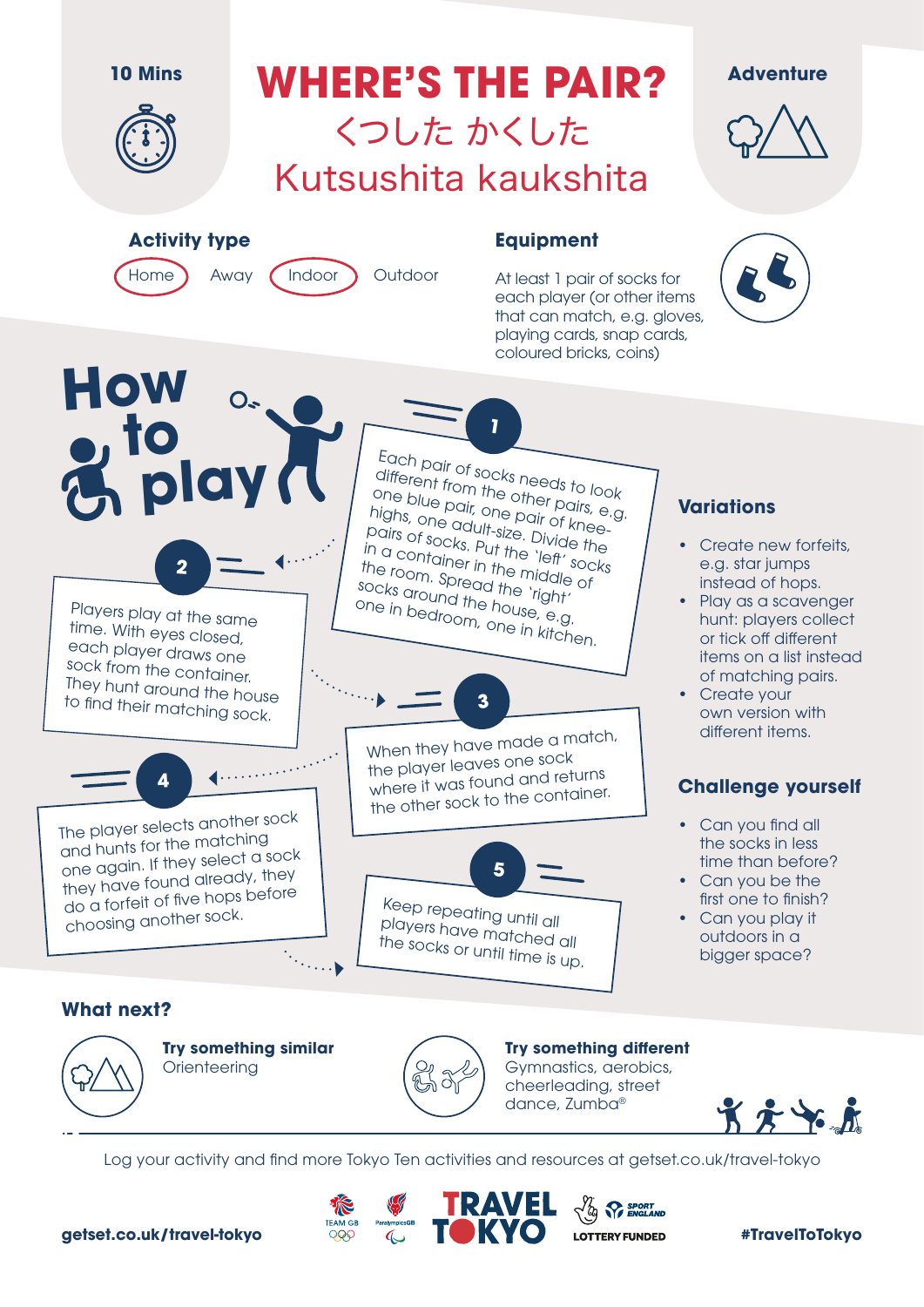10 Mins

# WHERE'S THE PAIR?

くつした かくした

Kutsushita kaukshita

Adventure

## Activity type

Home | Away | Indoor | Outdoor

## Equipment

At least 1 pair of socks for each player (or other items that can match, e.g. gloves, playing cards, snap cards, coloured bricks, coins)

## How to play

**1** Each pair of socks needs to look different from the other pairs, e.g. one blue pair, one pair of knee-highs, one adult-size. Divide the pairs of socks. Put the 'left' socks in a container in the middle of the room. Spread the 'right' socks around the house, e.g. one in bedroom, one in kitchen.

**2** Players play at the same time. With eyes closed, each player draws one sock from the container. They hunt around the house to find their matching sock.

**3** When they have made a match, the player leaves one sock where it was found and returns the other sock to the container.

**4** The player selects another sock and hunts for the matching one again. If they select a sock they have found already, they do a forfeit of five hops before choosing another sock.

**5** Keep repeating until all players have matched all the socks or until time is up.

## Variations

- Create new forfeits, e.g. star jumps instead of hops.
- Play as a scavenger hunt: players collect or tick off different items on a list instead of matching pairs.
- Create your own version with different items.

## Challenge yourself

- Can you find all the socks in less time than before?
- Can you be the first one to finish?
- Can you play it outdoors in a bigger space?

## What next?

**Try something similar**
Orienteering

**Try something different**
Gymnastics, aerobics, cheerleading, street dance, Zumba®

Log your activity and find more Tokyo Ten activities and resources at getset.co.uk/travel-tokyo

getset.co.uk/travel-tokyo

TRAVEL TOKYO

LOTTERY FUNDED

#TravelToTokyo